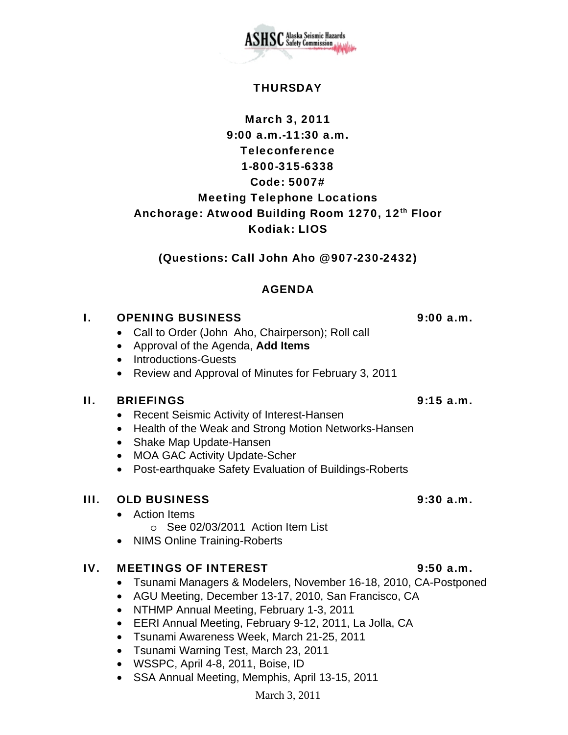ASHSC Alaska Seismic Hazards Safety Commission

**THURSDAY**

**March 3, 2011**
**9:00 a.m.-11:30 a.m.**
**Teleconference**
**1-800-315-6338**
**Code: 5007#**
**Meeting Telephone Locations**
**Anchorage: Atwood Building Room 1270, 12th Floor**
**Kodiak: LIOS**

**(Questions: Call John Aho @907-230-2432)**

## AGENDA

### I. OPENING BUSINESS — 9:00 a.m.

- Call to Order (John Aho, Chairperson); Roll call
- Approval of the Agenda, **Add Items**
- Introductions-Guests
- Review and Approval of Minutes for February 3, 2011

### II. BRIEFINGS — 9:15 a.m.

- Recent Seismic Activity of Interest-Hansen
- Health of the Weak and Strong Motion Networks-Hansen
- Shake Map Update-Hansen
- MOA GAC Activity Update-Scher
- Post-earthquake Safety Evaluation of Buildings-Roberts

### III. OLD BUSINESS — 9:30 a.m.

- Action Items
  - See 02/03/2011 Action Item List
- NIMS Online Training-Roberts

### IV. MEETINGS OF INTEREST — 9:50 a.m.

- Tsunami Managers & Modelers, November 16-18, 2010, CA-Postponed
- AGU Meeting, December 13-17, 2010, San Francisco, CA
- NTHMP Annual Meeting, February 1-3, 2011
- EERI Annual Meeting, February 9-12, 2011, La Jolla, CA
- Tsunami Awareness Week, March 21-25, 2011
- Tsunami Warning Test, March 23, 2011
- WSSPC, April 4-8, 2011, Boise, ID
- SSA Annual Meeting, Memphis, April 13-15, 2011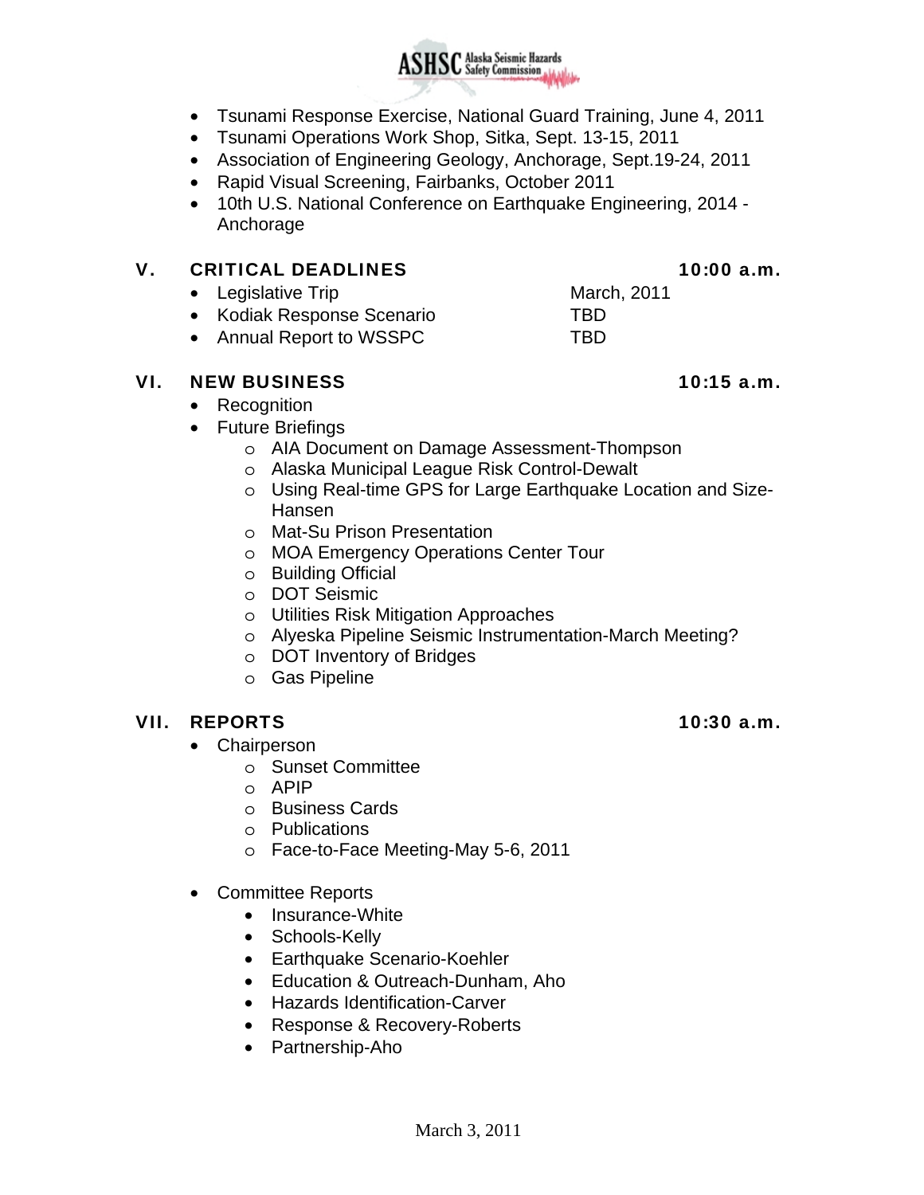- Tsunami Response Exercise, National Guard Training, June 4, 2011
- Tsunami Operations Work Shop, Sitka, Sept. 13-15, 2011
- Association of Engineering Geology, Anchorage, Sept.19-24, 2011
- Rapid Visual Screening, Fairbanks, October 2011
- 10th U.S. National Conference on Earthquake Engineering, 2014 - Anchorage

## V. CRITICAL DEADLINES — 10:00 a.m.

| | |
|---|---|
| Legislative Trip | March, 2011 |
| Kodiak Response Scenario | TBD |
| Annual Report to WSSPC | TBD |

## VI. NEW BUSINESS — 10:15 a.m.

- Recognition
- Future Briefings
  - AIA Document on Damage Assessment-Thompson
  - Alaska Municipal League Risk Control-Dewalt
  - Using Real-time GPS for Large Earthquake Location and Size-Hansen
  - Mat-Su Prison Presentation
  - MOA Emergency Operations Center Tour
  - Building Official
  - DOT Seismic
  - Utilities Risk Mitigation Approaches
  - Alyeska Pipeline Seismic Instrumentation-March Meeting?
  - DOT Inventory of Bridges
  - Gas Pipeline

## VII. REPORTS — 10:30 a.m.

- Chairperson
  - Sunset Committee
  - APIP
  - Business Cards
  - Publications
  - Face-to-Face Meeting-May 5-6, 2011

- Committee Reports
  - Insurance-White
  - Schools-Kelly
  - Earthquake Scenario-Koehler
  - Education & Outreach-Dunham, Aho
  - Hazards Identification-Carver
  - Response & Recovery-Roberts
  - Partnership-Aho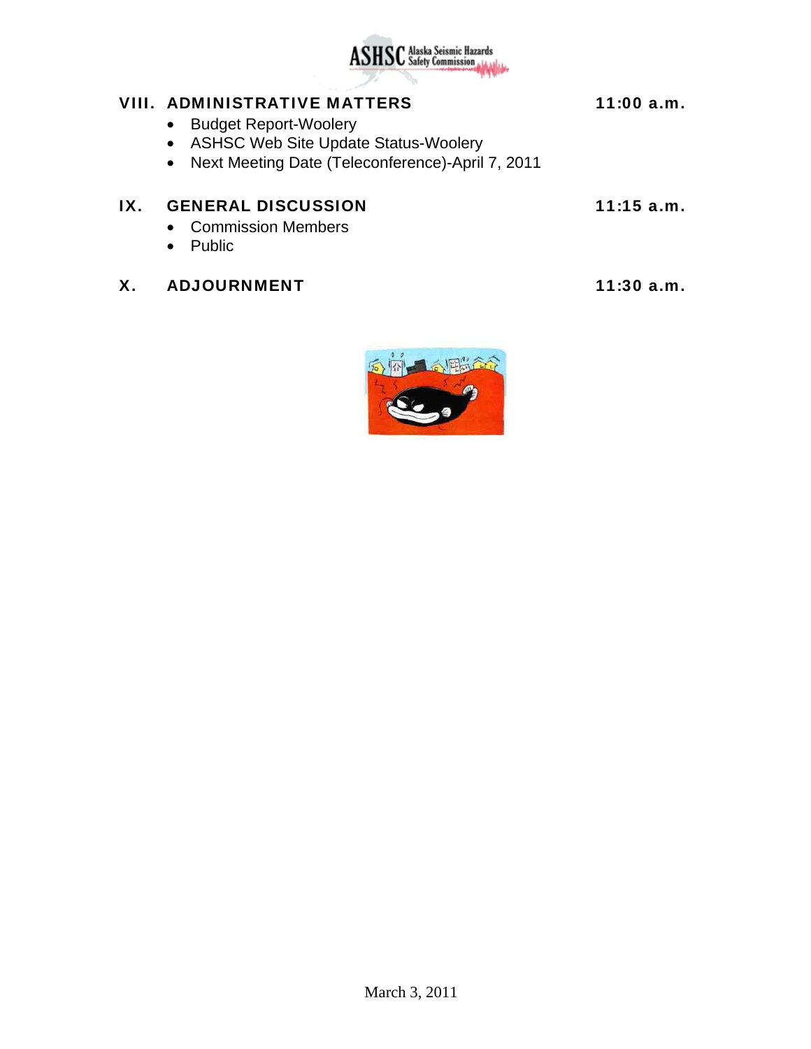## VIII. ADMINISTRATIVE MATTERS 11:00 a.m.

- Budget Report-Woolery
- ASHSC Web Site Update Status-Woolery
- Next Meeting Date (Teleconference)-April 7, 2011

## IX. GENERAL DISCUSSION 11:15 a.m.

- Commission Members
- Public

## X. ADJOURNMENT 11:30 a.m.

March 3, 2011